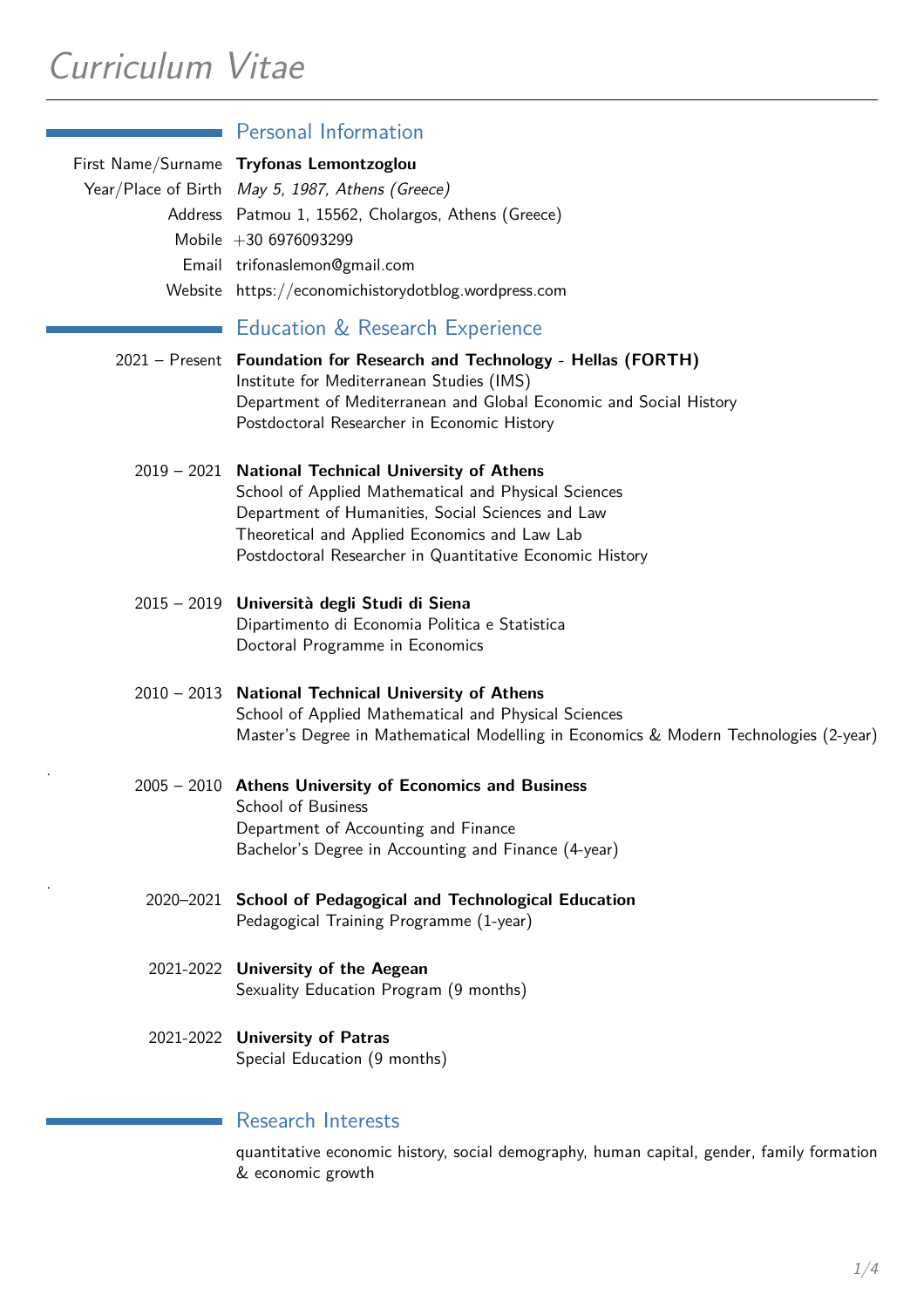# Curriculum Vitae

## Personal Information

First Name/Surname **Tryfonas Lemontzoglou**
Year/Place of Birth *May 5, 1987, Athens (Greece)*
Address Patmou 1, 15562, Cholargos, Athens (Greece)
Mobile +30 6976093299
Email trifonaslemon@gmail.com
Website https://economichistorydotblog.wordpress.com

## Education & Research Experience

2021 – Present **Foundation for Research and Technology - Hellas (FORTH)**
Institute for Mediterranean Studies (IMS)
Department of Mediterranean and Global Economic and Social History
Postdoctoral Researcher in Economic History

2019 – 2021 **National Technical University of Athens**
School of Applied Mathematical and Physical Sciences
Department of Humanities, Social Sciences and Law
Theoretical and Applied Economics and Law Lab
Postdoctoral Researcher in Quantitative Economic History

2015 – 2019 **Università degli Studi di Siena**
Dipartimento di Economia Politica e Statistica
Doctoral Programme in Economics

2010 – 2013 **National Technical University of Athens**
School of Applied Mathematical and Physical Sciences
Master's Degree in Mathematical Modelling in Economics & Modern Technologies (2-year)

2005 – 2010 **Athens University of Economics and Business**
School of Business
Department of Accounting and Finance
Bachelor's Degree in Accounting and Finance (4-year)

2020–2021 **School of Pedagogical and Technological Education**
Pedagogical Training Programme (1-year)

2021-2022 **University of the Aegean**
Sexuality Education Program (9 months)

2021-2022 **University of Patras**
Special Education (9 months)

## Research Interests

quantitative economic history, social demography, human capital, gender, family formation & economic growth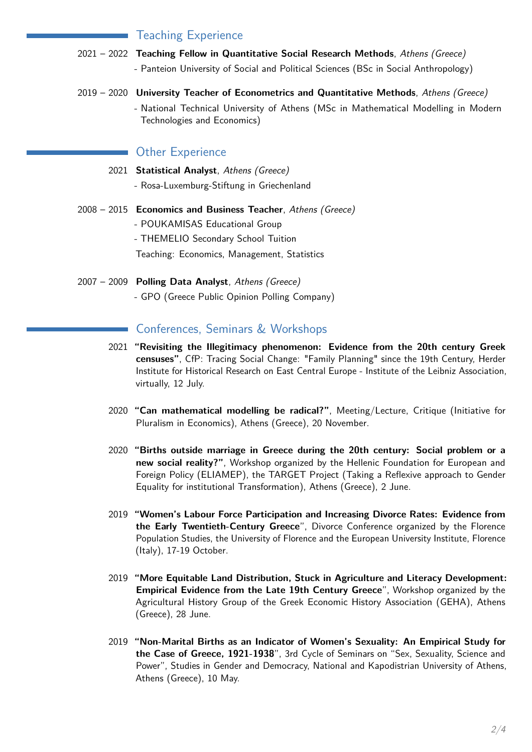## Teaching Experience

2021 – 2022 **Teaching Fellow in Quantitative Social Research Methods**, *Athens (Greece)*
- Panteion University of Social and Political Sciences (BSc in Social Anthropology)

2019 – 2020 **University Teacher of Econometrics and Quantitative Methods**, *Athens (Greece)*
- National Technical University of Athens (MSc in Mathematical Modelling in Modern Technologies and Economics)

## Other Experience

2021 **Statistical Analyst**, *Athens (Greece)*
- Rosa-Luxemburg-Stiftung in Griechenland

2008 – 2015 **Economics and Business Teacher**, *Athens (Greece)*
- POUKAMISAS Educational Group
- THEMELIO Secondary School Tuition

Teaching: Economics, Management, Statistics

2007 – 2009 **Polling Data Analyst**, *Athens (Greece)*
- GPO (Greece Public Opinion Polling Company)

## Conferences, Seminars & Workshops

2021 **“Revisiting the Illegitimacy phenomenon: Evidence from the 20th century Greek censuses”**, CfP: Tracing Social Change: "Family Planning" since the 19th Century, Herder Institute for Historical Research on East Central Europe - Institute of the Leibniz Association, virtually, 12 July.

2020 **“Can mathematical modelling be radical?”**, Meeting/Lecture, Critique (Initiative for Pluralism in Economics), Athens (Greece), 20 November.

2020 **“Births outside marriage in Greece during the 20th century: Social problem or a new social reality?”**, Workshop organized by the Hellenic Foundation for European and Foreign Policy (ELIAMEP), the TARGET Project (Taking a Reflexive approach to Gender Equality for institutional Transformation), Athens (Greece), 2 June.

2019 **“Women’s Labour Force Participation and Increasing Divorce Rates: Evidence from the Early Twentieth-Century Greece**”, Divorce Conference organized by the Florence Population Studies, the University of Florence and the European University Institute, Florence (Italy), 17-19 October.

2019 **“More Equitable Land Distribution, Stuck in Agriculture and Literacy Development: Empirical Evidence from the Late 19th Century Greece**”, Workshop organized by the Agricultural History Group of the Greek Economic History Association (GEHA), Athens (Greece), 28 June.

2019 **“Non-Marital Births as an Indicator of Women’s Sexuality: An Empirical Study for the Case of Greece, 1921-1938**”, 3rd Cycle of Seminars on “Sex, Sexuality, Science and Power”, Studies in Gender and Democracy, National and Kapodistrian University of Athens, Athens (Greece), 10 May.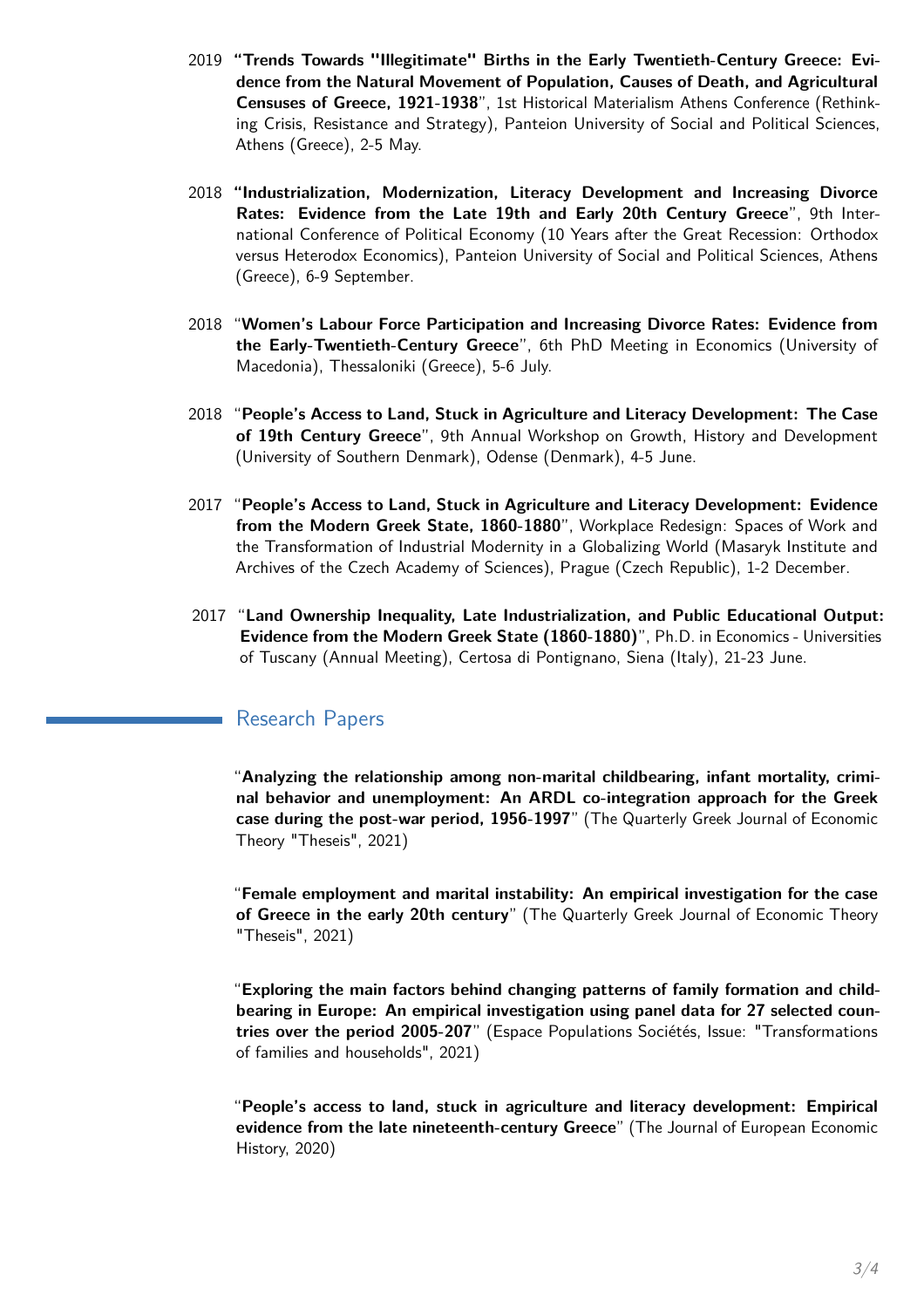2019 **"Trends Towards "Illegitimate" Births in the Early Twentieth-Century Greece: Evidence from the Natural Movement of Population, Causes of Death, and Agricultural Censuses of Greece, 1921-1938"**, 1st Historical Materialism Athens Conference (Rethinking Crisis, Resistance and Strategy), Panteion University of Social and Political Sciences, Athens (Greece), 2-5 May.

2018 **"Industrialization, Modernization, Literacy Development and Increasing Divorce Rates: Evidence from the Late 19th and Early 20th Century Greece"**, 9th International Conference of Political Economy (10 Years after the Great Recession: Orthodox versus Heterodox Economics), Panteion University of Social and Political Sciences, Athens (Greece), 6-9 September.

2018 "**Women's Labour Force Participation and Increasing Divorce Rates: Evidence from the Early-Twentieth-Century Greece**", 6th PhD Meeting in Economics (University of Macedonia), Thessaloniki (Greece), 5-6 July.

2018 "**People's Access to Land, Stuck in Agriculture and Literacy Development: The Case of 19th Century Greece**", 9th Annual Workshop on Growth, History and Development (University of Southern Denmark), Odense (Denmark), 4-5 June.

2017 "**People's Access to Land, Stuck in Agriculture and Literacy Development: Evidence from the Modern Greek State, 1860-1880**", Workplace Redesign: Spaces of Work and the Transformation of Industrial Modernity in a Globalizing World (Masaryk Institute and Archives of the Czech Academy of Sciences), Prague (Czech Republic), 1-2 December.

2017 "**Land Ownership Inequality, Late Industrialization, and Public Educational Output: Evidence from the Modern Greek State (1860-1880)**", Ph.D. in Economics - Universities of Tuscany (Annual Meeting), Certosa di Pontignano, Siena (Italy), 21-23 June.

## Research Papers

"**Analyzing the relationship among non-marital childbearing, infant mortality, criminal behavior and unemployment: An ARDL co-integration approach for the Greek case during the post-war period, 1956-1997**" (The Quarterly Greek Journal of Economic Theory "Theseis", 2021)

"**Female employment and marital instability: An empirical investigation for the case of Greece in the early 20th century**" (The Quarterly Greek Journal of Economic Theory "Theseis", 2021)

"**Exploring the main factors behind changing patterns of family formation and childbearing in Europe: An empirical investigation using panel data for 27 selected countries over the period 2005-207**" (Espace Populations Sociétés, Issue: "Transformations of families and households", 2021)

"**People's access to land, stuck in agriculture and literacy development: Empirical evidence from the late nineteenth-century Greece**" (The Journal of European Economic History, 2020)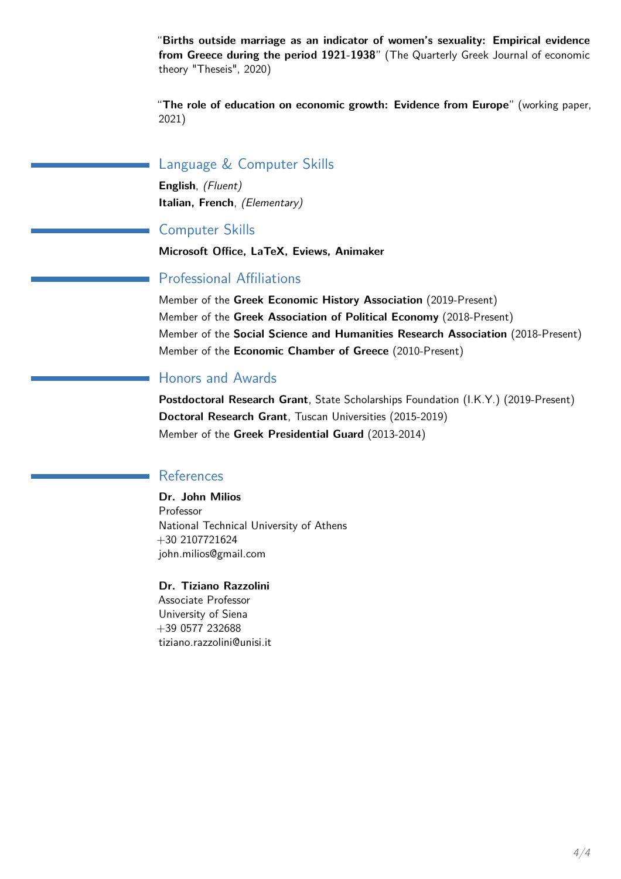"**Births outside marriage as an indicator of women's sexuality: Empirical evidence from Greece during the period 1921-1938**" (The Quarterly Greek Journal of economic theory "Theseis", 2020)

"**The role of education on economic growth: Evidence from Europe**" (working paper, 2021)

## Language & Computer Skills

**English**, *(Fluent)*
**Italian, French**, *(Elementary)*

## Computer Skills

**Microsoft Office, LaTeX, Eviews, Animaker**

## Professional Affiliations

Member of the **Greek Economic History Association** (2019-Present)
Member of the **Greek Association of Political Economy** (2018-Present)
Member of the **Social Science and Humanities Research Association** (2018-Present)
Member of the **Economic Chamber of Greece** (2010-Present)

## Honors and Awards

**Postdoctoral Research Grant**, State Scholarships Foundation (I.K.Y.) (2019-Present)
**Doctoral Research Grant**, Tuscan Universities (2015-2019)
Member of the **Greek Presidential Guard** (2013-2014)

## References

**Dr. John Milios**
Professor
National Technical University of Athens
+30 2107721624
john.milios@gmail.com

**Dr. Tiziano Razzolini**
Associate Professor
University of Siena
+39 0577 232688
tiziano.razzolini@unisi.it